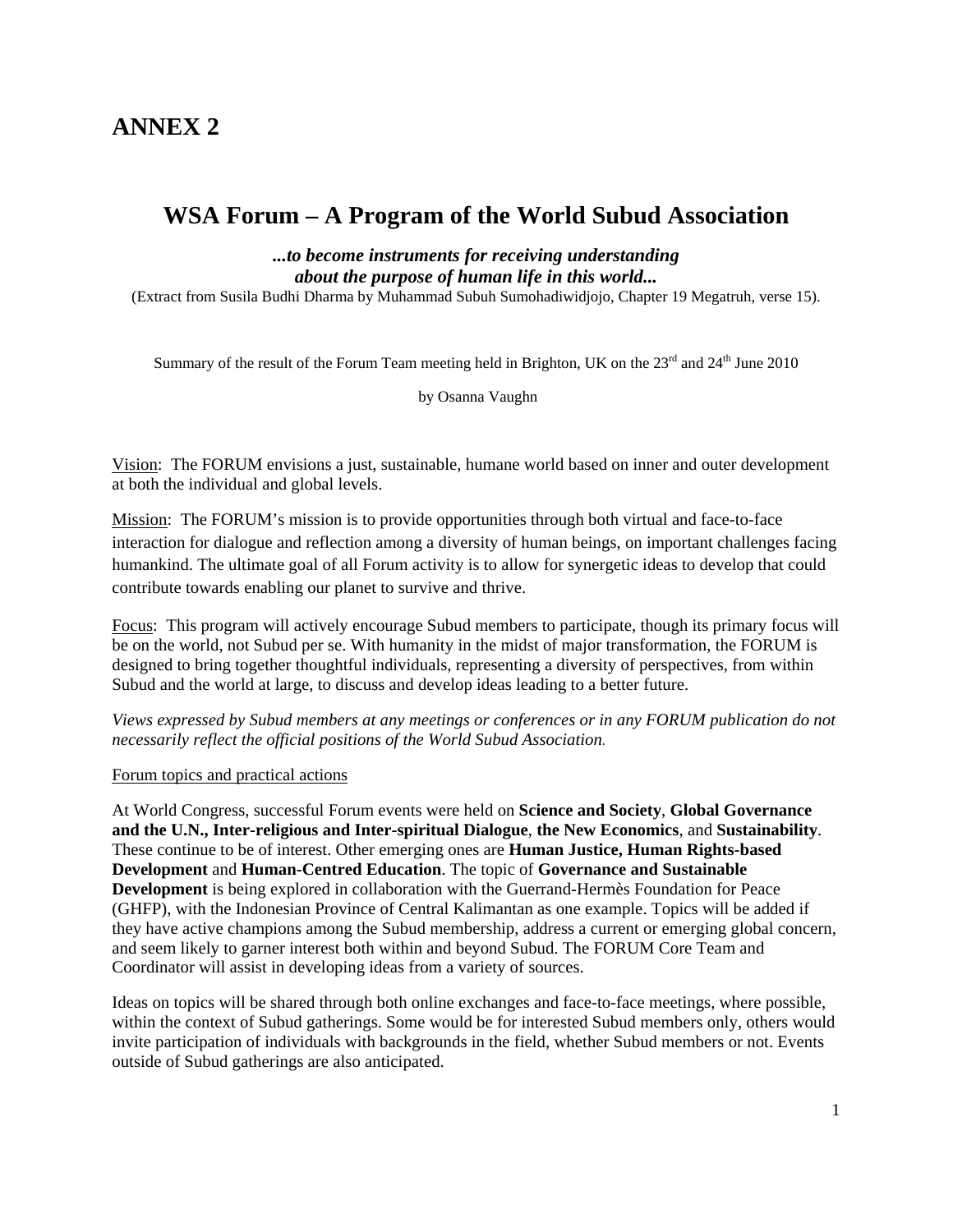# ANNEX 2

## WSA Forum – A Program of the World Subud Association

***...to become instruments for receiving understanding about the purpose of human life in this world...***

(Extract from Susila Budhi Dharma by Muhammad Subuh Sumohadiwidjojo, Chapter 19 Megatruh, verse 15).

Summary of the result of the Forum Team meeting held in Brighton, UK on the 23rd and 24th June 2010

by Osanna Vaughn

Vision: The FORUM envisions a just, sustainable, humane world based on inner and outer development at both the individual and global levels.

Mission: The FORUM's mission is to provide opportunities through both virtual and face-to-face interaction for dialogue and reflection among a diversity of human beings, on important challenges facing humankind. The ultimate goal of all Forum activity is to allow for synergetic ideas to develop that could contribute towards enabling our planet to survive and thrive.

Focus: This program will actively encourage Subud members to participate, though its primary focus will be on the world, not Subud per se. With humanity in the midst of major transformation, the FORUM is designed to bring together thoughtful individuals, representing a diversity of perspectives, from within Subud and the world at large, to discuss and develop ideas leading to a better future.

*Views expressed by Subud members at any meetings or conferences or in any FORUM publication do not necessarily reflect the official positions of the World Subud Association.*

Forum topics and practical actions

At World Congress, successful Forum events were held on **Science and Society**, **Global Governance and the U.N., Inter-religious and Inter-spiritual Dialogue**, **the New Economics**, and **Sustainability**. These continue to be of interest. Other emerging ones are **Human Justice, Human Rights-based Development** and **Human-Centred Education**. The topic of **Governance and Sustainable Development** is being explored in collaboration with the Guerrand-Hermès Foundation for Peace (GHFP), with the Indonesian Province of Central Kalimantan as one example. Topics will be added if they have active champions among the Subud membership, address a current or emerging global concern, and seem likely to garner interest both within and beyond Subud. The FORUM Core Team and Coordinator will assist in developing ideas from a variety of sources.

Ideas on topics will be shared through both online exchanges and face-to-face meetings, where possible, within the context of Subud gatherings. Some would be for interested Subud members only, others would invite participation of individuals with backgrounds in the field, whether Subud members or not. Events outside of Subud gatherings are also anticipated.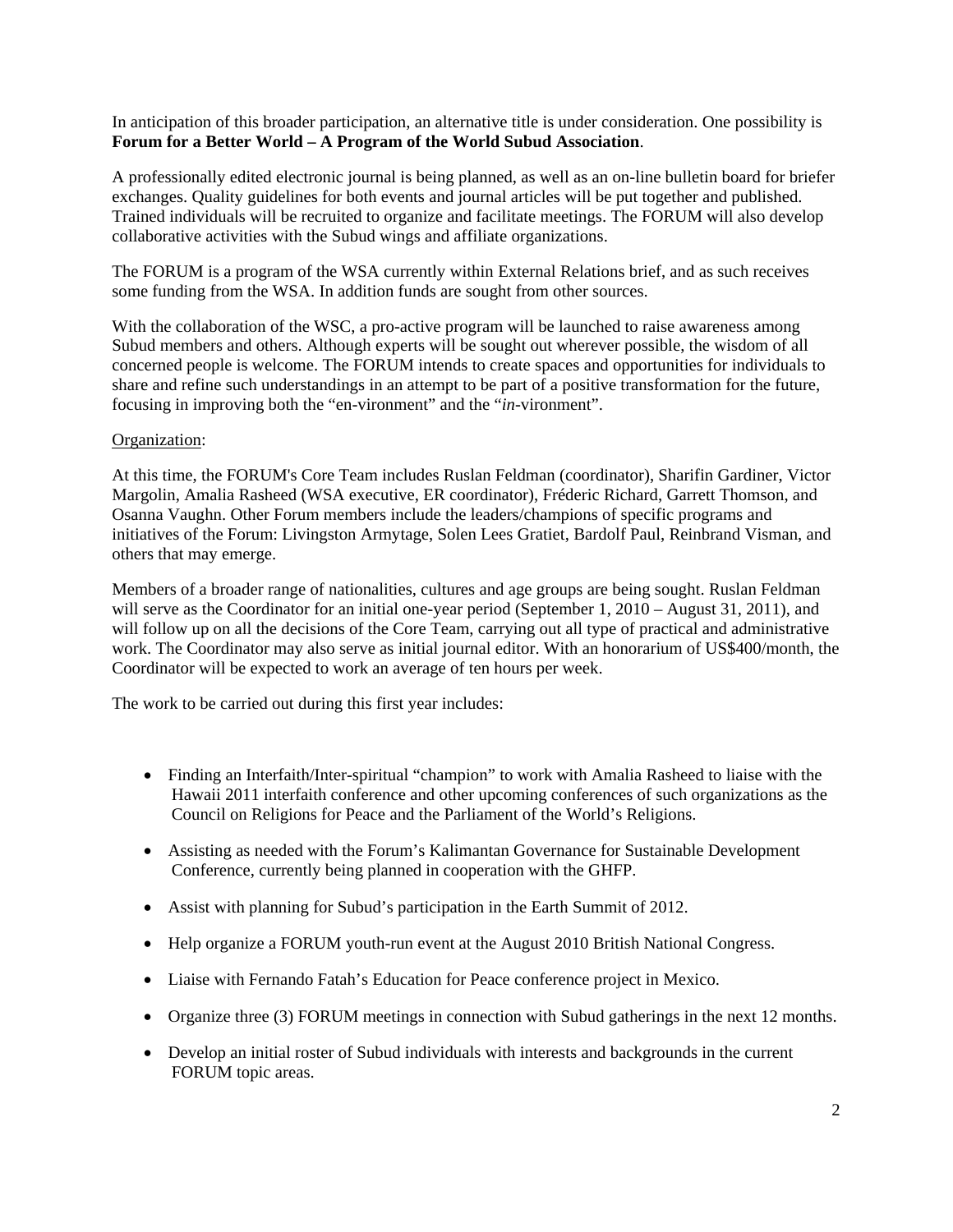In anticipation of this broader participation, an alternative title is under consideration. One possibility is **Forum for a Better World – A Program of the World Subud Association**.

A professionally edited electronic journal is being planned, as well as an on-line bulletin board for briefer exchanges. Quality guidelines for both events and journal articles will be put together and published. Trained individuals will be recruited to organize and facilitate meetings. The FORUM will also develop collaborative activities with the Subud wings and affiliate organizations.

The FORUM is a program of the WSA currently within External Relations brief, and as such receives some funding from the WSA. In addition funds are sought from other sources.

With the collaboration of the WSC, a pro-active program will be launched to raise awareness among Subud members and others. Although experts will be sought out wherever possible, the wisdom of all concerned people is welcome. The FORUM intends to create spaces and opportunities for individuals to share and refine such understandings in an attempt to be part of a positive transformation for the future, focusing in improving both the "en-vironment" and the "*in*-vironment".

<u>Organization</u>:

At this time, the FORUM's Core Team includes Ruslan Feldman (coordinator), Sharifin Gardiner, Victor Margolin, Amalia Rasheed (WSA executive, ER coordinator), Fréderic Richard, Garrett Thomson, and Osanna Vaughn. Other Forum members include the leaders/champions of specific programs and initiatives of the Forum: Livingston Armytage, Solen Lees Gratiet, Bardolf Paul, Reinbrand Visman, and others that may emerge.

Members of a broader range of nationalities, cultures and age groups are being sought. Ruslan Feldman will serve as the Coordinator for an initial one-year period (September 1, 2010 – August 31, 2011), and will follow up on all the decisions of the Core Team, carrying out all type of practical and administrative work. The Coordinator may also serve as initial journal editor. With an honorarium of US$400/month, the Coordinator will be expected to work an average of ten hours per week.

The work to be carried out during this first year includes:

- Finding an Interfaith/Inter-spiritual "champion" to work with Amalia Rasheed to liaise with the Hawaii 2011 interfaith conference and other upcoming conferences of such organizations as the Council on Religions for Peace and the Parliament of the World's Religions.
- Assisting as needed with the Forum's Kalimantan Governance for Sustainable Development Conference, currently being planned in cooperation with the GHFP.
- Assist with planning for Subud's participation in the Earth Summit of 2012.
- Help organize a FORUM youth-run event at the August 2010 British National Congress.
- Liaise with Fernando Fatah's Education for Peace conference project in Mexico.
- Organize three (3) FORUM meetings in connection with Subud gatherings in the next 12 months.
- Develop an initial roster of Subud individuals with interests and backgrounds in the current FORUM topic areas.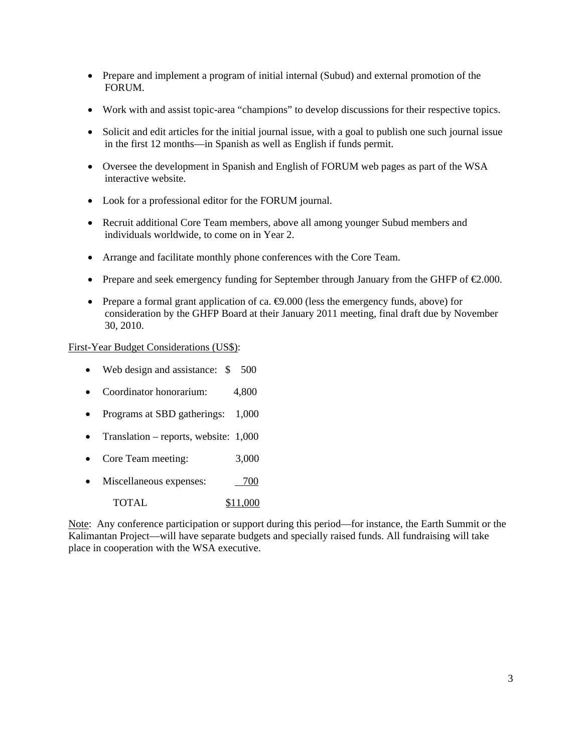- Prepare and implement a program of initial internal (Subud) and external promotion of the FORUM.
- Work with and assist topic-area "champions" to develop discussions for their respective topics.
- Solicit and edit articles for the initial journal issue, with a goal to publish one such journal issue in the first 12 months—in Spanish as well as English if funds permit.
- Oversee the development in Spanish and English of FORUM web pages as part of the WSA interactive website.
- Look for a professional editor for the FORUM journal.
- Recruit additional Core Team members, above all among younger Subud members and individuals worldwide, to come on in Year 2.
- Arrange and facilitate monthly phone conferences with the Core Team.
- Prepare and seek emergency funding for September through January from the GHFP of €2.000.
- Prepare a formal grant application of ca. €9.000 (less the emergency funds, above) for consideration by the GHFP Board at their January 2011 meeting, final draft due by November 30, 2010.

<u>First-Year Budget Considerations (US$)</u>:

- Web design and assistance: $ 500
- Coordinator honorarium: 4,800
- Programs at SBD gatherings: 1,000
- Translation – reports, website: 1,000
- Core Team meeting: 3,000
- Miscellaneous expenses: 700

TOTAL $11,000

<u>Note</u>: Any conference participation or support during this period—for instance, the Earth Summit or the Kalimantan Project—will have separate budgets and specially raised funds. All fundraising will take place in cooperation with the WSA executive.